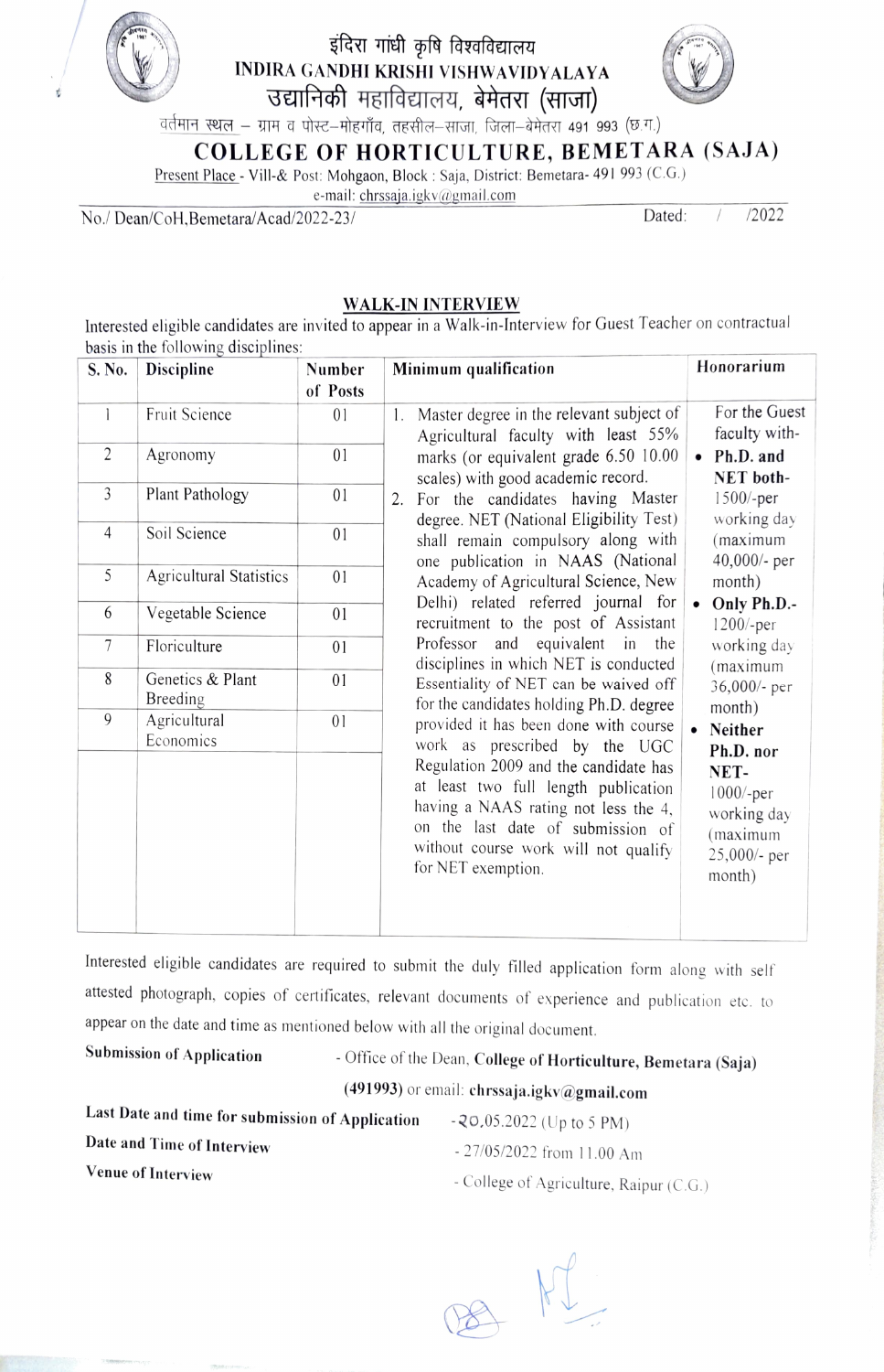# इंदिरा गांधी कृषि विश्वविद्यालय
# INDIRA GANDHI KRISHI VISHWAVIDYALAYA
## उद्यानिकी महाविद्यालय, बेमेतरा (साजा)

वर्तमान स्थल – ग्राम व पोस्ट–मोहगाँव, तहसील–साजा, जिला–बेमेतरा 491 993 (छ.ग.)

## COLLEGE OF HORTICULTURE, BEMETARA (SAJA)

Present Place - Vill-& Post: Mohgaon, Block : Saja, District: Bemetara- 491 993 (C.G.)
e-mail: chrssaja.igkv@gmail.com

No./ Dean/CoH,Bemetara/Acad/2022-23/ Dated: / /2022

### WALK-IN INTERVIEW

Interested eligible candidates are invited to appear in a Walk-in-Interview for Guest Teacher on contractual basis in the following disciplines:

| S. No. | Discipline | Number of Posts | Minimum qualification | Honorarium |
|---|---|---|---|---|
| 1 | Fruit Science | 01 | 1. Master degree in the relevant subject of Agricultural faculty with least 55% marks (or equivalent grade 6.50 10.00 scales) with good academic record.<br>2. For the candidates having Master degree. NET (National Eligibility Test) shall remain compulsory along with one publication in NAAS (National Academy of Agricultural Science, New Delhi) related referred journal for recruitment to the post of Assistant Professor and equivalent in the disciplines in which NET is conducted Essentiality of NET can be waived off for the candidates holding Ph.D. degree provided it has been done with course work as prescribed by the UGC Regulation 2009 and the candidate has at least two full length publication having a NAAS rating not less the 4, on the last date of submission of without course work will not qualify for NET exemption. | For the Guest faculty with-<br>• **Ph.D. and NET both-** 1500/-per working day (maximum 40,000/- per month)<br>• **Only Ph.D.-** 1200/-per working day (maximum 36,000/- per month)<br>• **Neither Ph.D. nor NET-** 1000/-per working day (maximum 25,000/- per month) |
| 2 | Agronomy | 01 | | |
| 3 | Plant Pathology | 01 | | |
| 4 | Soil Science | 01 | | |
| 5 | Agricultural Statistics | 01 | | |
| 6 | Vegetable Science | 01 | | |
| 7 | Floriculture | 01 | | |
| 8 | Genetics & Plant Breeding | 01 | | |
| 9 | Agricultural Economics | 01 | | |

Interested eligible candidates are required to submit the duly filled application form along with self attested photograph, copies of certificates, relevant documents of experience and publication etc. to appear on the date and time as mentioned below with all the original document.

**Submission of Application** - Office of the Dean, **College of Horticulture, Bemetara (Saja) (491993)** or email: **chrssaja.igkv@gmail.com**

**Last Date and time for submission of Application** - २0.05.2022 (Up to 5 PM)

**Date and Time of Interview** - 27/05/2022 from 11.00 Am

**Venue of Interview** - College of Agriculture, Raipur (C.G.)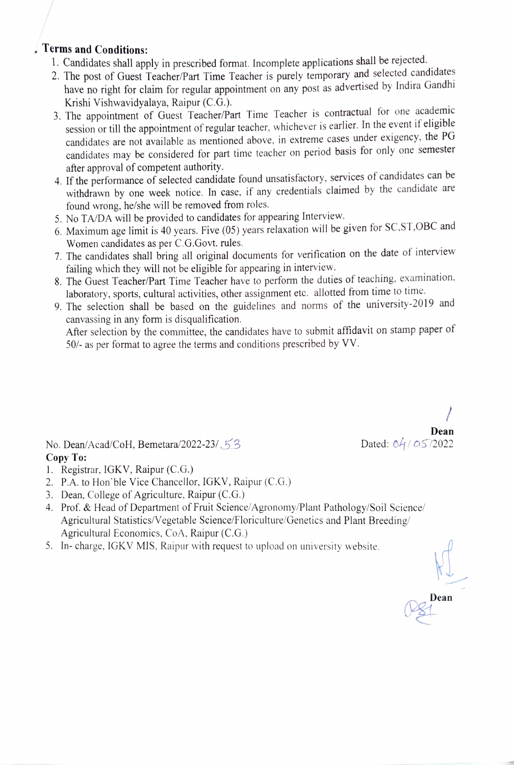## Terms and Conditions:

1. Candidates shall apply in prescribed format. Incomplete applications shall be rejected.
2. The post of Guest Teacher/Part Time Teacher is purely temporary and selected candidates have no right for claim for regular appointment on any post as advertised by Indira Gandhi Krishi Vishwavidyalaya, Raipur (C.G.).
3. The appointment of Guest Teacher/Part Time Teacher is contractual for one academic session or till the appointment of regular teacher, whichever is earlier. In the event if eligible candidates are not available as mentioned above, in extreme cases under exigency, the PG candidates may be considered for part time teacher on period basis for only one semester after approval of competent authority.
4. If the performance of selected candidate found unsatisfactory, services of candidates can be withdrawn by one week notice. In case, if any credentials claimed by the candidate are found wrong, he/she will be removed from roles.
5. No TA/DA will be provided to candidates for appearing Interview.
6. Maximum age limit is 40 years. Five (05) years relaxation will be given for SC,ST,OBC and Women candidates as per C.G.Govt. rules.
7. The candidates shall bring all original documents for verification on the date of interview failing which they will not be eligible for appearing in interview.
8. The Guest Teacher/Part Time Teacher have to perform the duties of teaching, examination, laboratory, sports, cultural activities, other assignment etc. allotted from time to time.
9. The selection shall be based on the guidelines and norms of the university-2019 and canvassing in any form is disqualification.

   After selection by the committee, the candidates have to submit affidavit on stamp paper of 50/- as per format to agree the terms and conditions prescribed by VV.

**Dean**

No. Dean/Acad/CoH, Bemetara/2022-23/ 53

Dated: 04/05/2022

**Copy To:**

1. Registrar, IGKV, Raipur (C.G.)
2. P.A. to Hon'ble Vice Chancellor, IGKV, Raipur (C.G.)
3. Dean, College of Agriculture, Raipur (C.G.)
4. Prof. & Head of Department of Fruit Science/Agronomy/Plant Pathology/Soil Science/ Agricultural Statistics/Vegetable Science/Floriculture/Genetics and Plant Breeding/ Agricultural Economics, CoA, Raipur (C.G.)
5. In- charge, IGKV MIS, Raipur with request to upload on university website.

**Dean**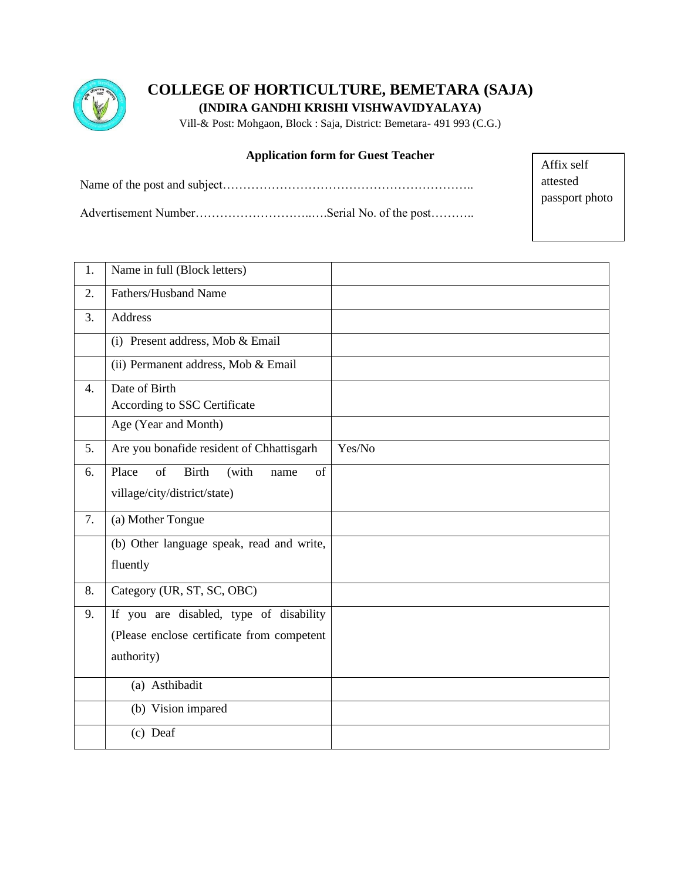# COLLEGE OF HORTICULTURE, BEMETARA (SAJA)

**(INDIRA GANDHI KRISHI VISHWAVIDYALAYA)**

Vill-& Post: Mohgaon, Block : Saja, District: Bemetara- 491 993 (C.G.)

**Application form for Guest Teacher**

Affix self attested passport photo

Name of the post and subject……………………………………………………..

Advertisement Number…………………………..….Serial No. of the post………..

| | | |
|---|---|---|
| 1. | Name in full (Block letters) | |
| 2. | Fathers/Husband Name | |
| 3. | Address | |
| | (i) Present address, Mob & Email | |
| | (ii) Permanent address, Mob & Email | |
| 4. | Date of Birth According to SSC Certificate | |
| | Age (Year and Month) | |
| 5. | Are you bonafide resident of Chhattisgarh | Yes/No |
| 6. | Place of Birth (with name of village/city/district/state) | |
| 7. | (a) Mother Tongue | |
| | (b) Other language speak, read and write, fluently | |
| 8. | Category (UR, ST, SC, OBC) | |
| 9. | If you are disabled, type of disability (Please enclose certificate from competent authority) | |
| | (a) Asthibadit | |
| | (b) Vision impared | |
| | (c) Deaf | |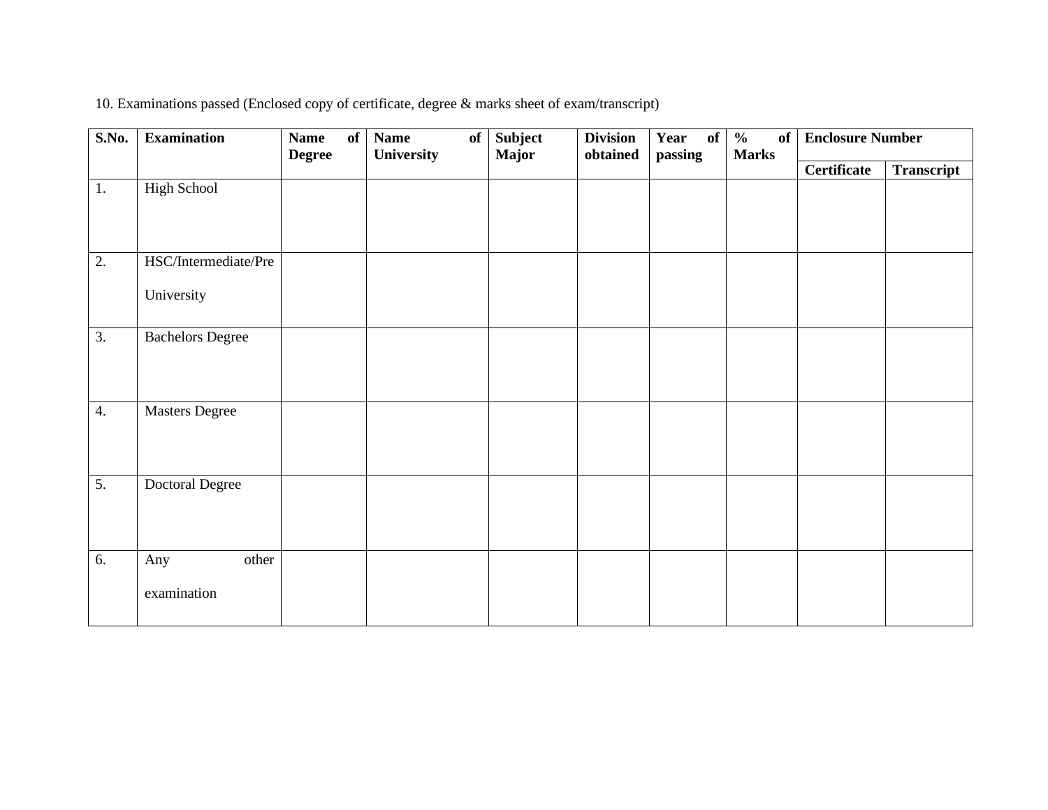10. Examinations passed (Enclosed copy of certificate, degree & marks sheet of exam/transcript)

| **S.No.** | **Examination** | **Name of Degree** | **Name of University** | **Subject Major** | **Division obtained** | **Year of passing** | **% of Marks** | **Enclosure Number** | |
|---|---|---|---|---|---|---|---|---|---|
| | | | | | | | | **Certificate** | **Transcript** |
| 1. | High School | | | | | | | | |
| 2. | HSC/Intermediate/Pre University | | | | | | | | |
| 3. | Bachelors Degree | | | | | | | | |
| 4. | Masters Degree | | | | | | | | |
| 5. | Doctoral Degree | | | | | | | | |
| 6. | Any other examination | | | | | | | | |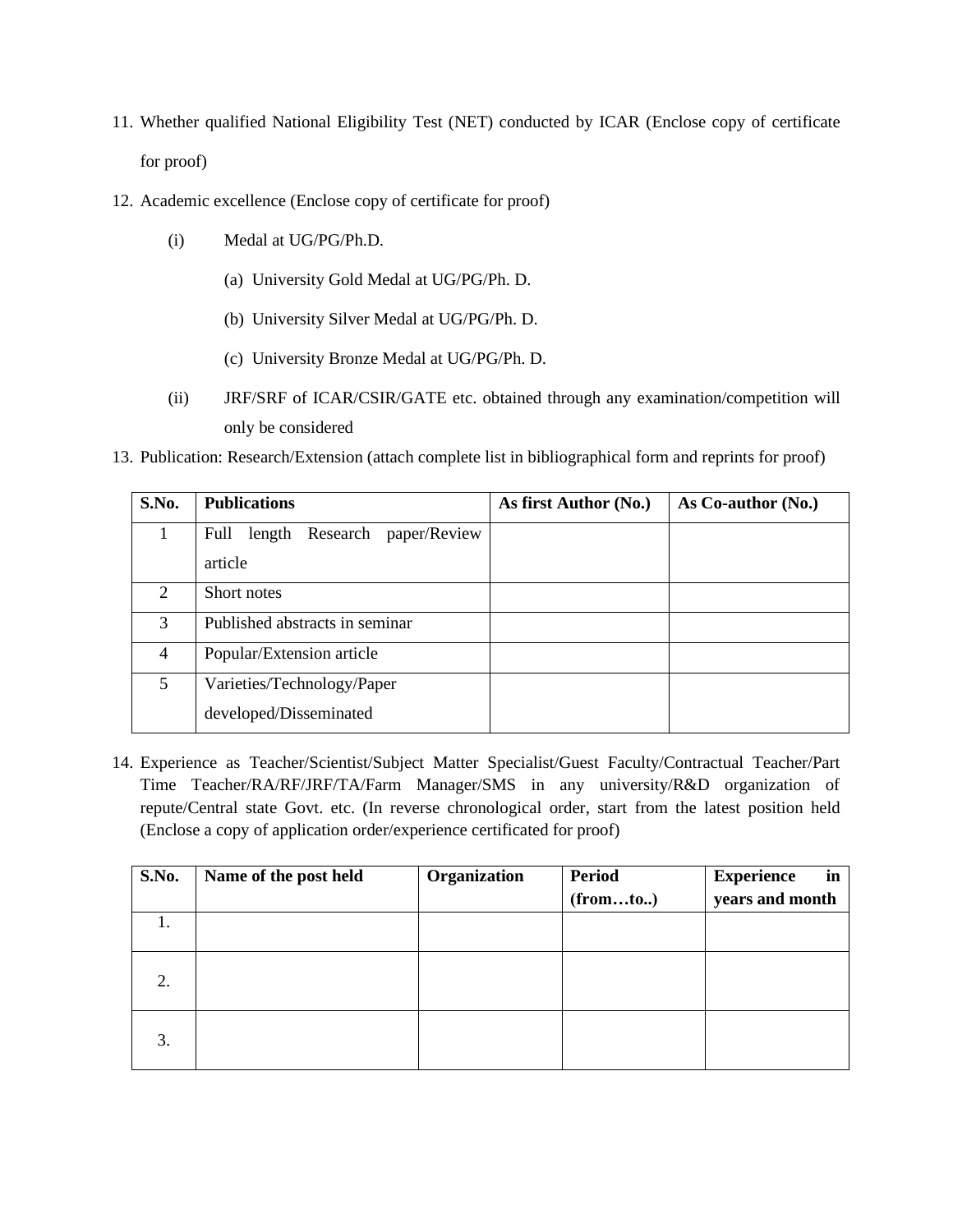11. Whether qualified National Eligibility Test (NET) conducted by ICAR (Enclose copy of certificate for proof)

12. Academic excellence (Enclose copy of certificate for proof)

    (i) Medal at UG/PG/Ph.D.

    (a) University Gold Medal at UG/PG/Ph. D.

    (b) University Silver Medal at UG/PG/Ph. D.

    (c) University Bronze Medal at UG/PG/Ph. D.

    (ii) JRF/SRF of ICAR/CSIR/GATE etc. obtained through any examination/competition will only be considered

13. Publication: Research/Extension (attach complete list in bibliographical form and reprints for proof)

| S.No. | Publications | As first Author (No.) | As Co-author (No.) |
|---|---|---|---|
| 1 | Full length Research paper/Review article | | |
| 2 | Short notes | | |
| 3 | Published abstracts in seminar | | |
| 4 | Popular/Extension article | | |
| 5 | Varieties/Technology/Paper developed/Disseminated | | |

14. Experience as Teacher/Scientist/Subject Matter Specialist/Guest Faculty/Contractual Teacher/Part Time Teacher/RA/RF/JRF/TA/Farm Manager/SMS in any university/R&D organization of repute/Central state Govt. etc. (In reverse chronological order, start from the latest position held (Enclose a copy of application order/experience certificated for proof)

| S.No. | Name of the post held | Organization | Period (from…to..) | Experience in years and month |
|---|---|---|---|---|
| 1. | | | | |
| 2. | | | | |
| 3. | | | | |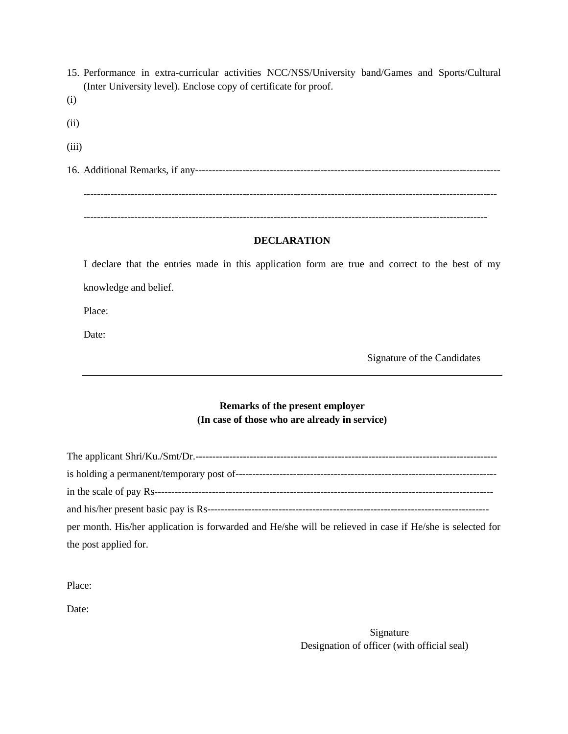15. Performance in extra-curricular activities NCC/NSS/University band/Games and Sports/Cultural (Inter University level). Enclose copy of certificate for proof.

(i)

(ii)

(iii)

16. Additional Remarks, if any------------------------------------------------------------------------------------------

------------------------------------------------------------------------------------------------------------------------

----------------------------------------------------------------------------------------------------------------------

**DECLARATION**

I declare that the entries made in this application form are true and correct to the best of my knowledge and belief.

Place:

Date:

Signature of the Candidates

---

**Remarks of the present employer**
**(In case of those who are already in service)**

The applicant Shri/Ku./Smt/Dr.------------------------------------------------------------------------------------------
is holding a permanent/temporary post of-------------------------------------------------------------------------------
in the scale of pay Rs-------------------------------------------------------------------------------------------------------
and his/her present basic pay is Rs-----------------------------------------------------------------------------------
per month. His/her application is forwarded and He/she will be relieved in case if He/she is selected for the post applied for.

Place:

Date:

Signature
Designation of officer (with official seal)